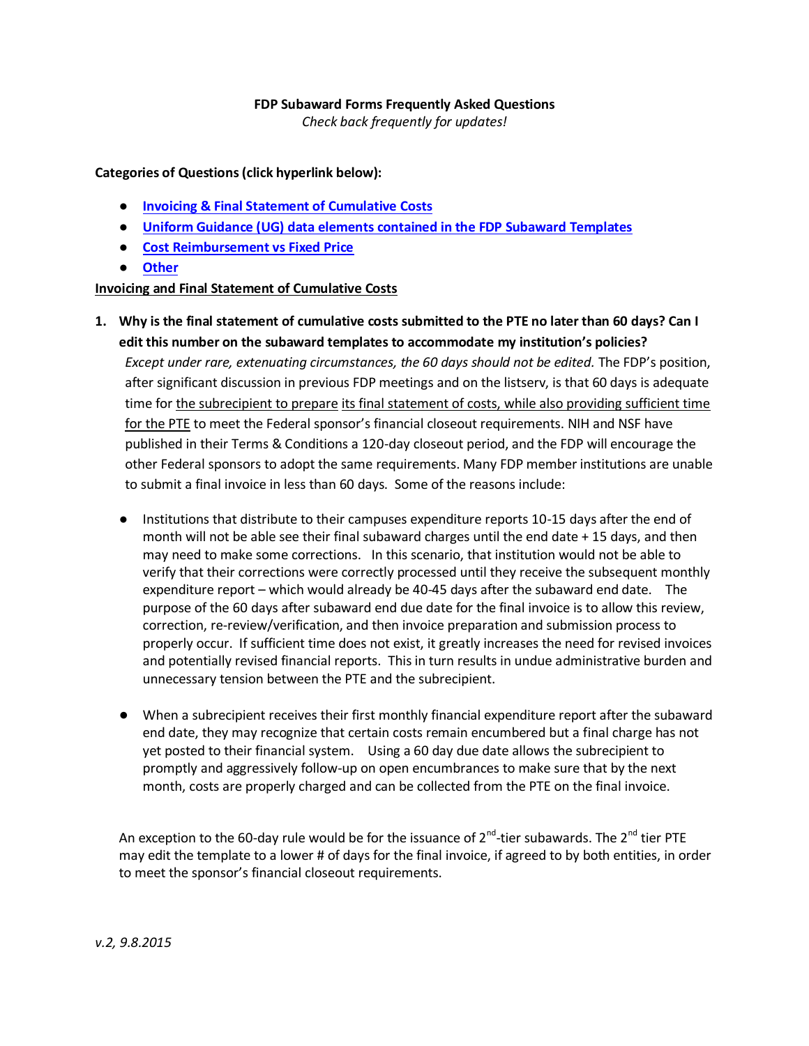**FDP Subaward Forms Frequently Asked Questions**

*Check back frequently for updates!*

**Categories of Questions (click hyperlink below):**

- **Invoicing & Final Statement of Cumulative Costs**
- **Uniform Guidance (UG) data elements contained in the FDP Subaward Templates**
- **Cost Reimbursement vs Fixed Price**
- **Other**

**Invoicing and Final Statement of Cumulative Costs**

1. **Why is the final statement of cumulative costs submitted to the PTE no later than 60 days? Can I edit this number on the subaward templates to accommodate my institution's policies?**

   *Except under rare, extenuating circumstances, the 60 days should not be edited.* The FDP's position, after significant discussion in previous FDP meetings and on the listserv, is that 60 days is adequate time for the subrecipient to prepare its final statement of costs, while also providing sufficient time for the PTE to meet the Federal sponsor's financial closeout requirements. NIH and NSF have published in their Terms & Conditions a 120-day closeout period, and the FDP will encourage the other Federal sponsors to adopt the same requirements. Many FDP member institutions are unable to submit a final invoice in less than 60 days. Some of the reasons include:

   - Institutions that distribute to their campuses expenditure reports 10-15 days after the end of month will not be able see their final subaward charges until the end date + 15 days, and then may need to make some corrections. In this scenario, that institution would not be able to verify that their corrections were correctly processed until they receive the subsequent monthly expenditure report – which would already be 40-45 days after the subaward end date. The purpose of the 60 days after subaward end due date for the final invoice is to allow this review, correction, re-review/verification, and then invoice preparation and submission process to properly occur. If sufficient time does not exist, it greatly increases the need for revised invoices and potentially revised financial reports. This in turn results in undue administrative burden and unnecessary tension between the PTE and the subrecipient.

   - When a subrecipient receives their first monthly financial expenditure report after the subaward end date, they may recognize that certain costs remain encumbered but a final charge has not yet posted to their financial system. Using a 60 day due date allows the subrecipient to promptly and aggressively follow-up on open encumbrances to make sure that by the next month, costs are properly charged and can be collected from the PTE on the final invoice.

   An exception to the 60-day rule would be for the issuance of $2^{nd}$-tier subawards. The $2^{nd}$ tier PTE may edit the template to a lower # of days for the final invoice, if agreed to by both entities, in order to meet the sponsor's financial closeout requirements.

*v.2, 9.8.2015*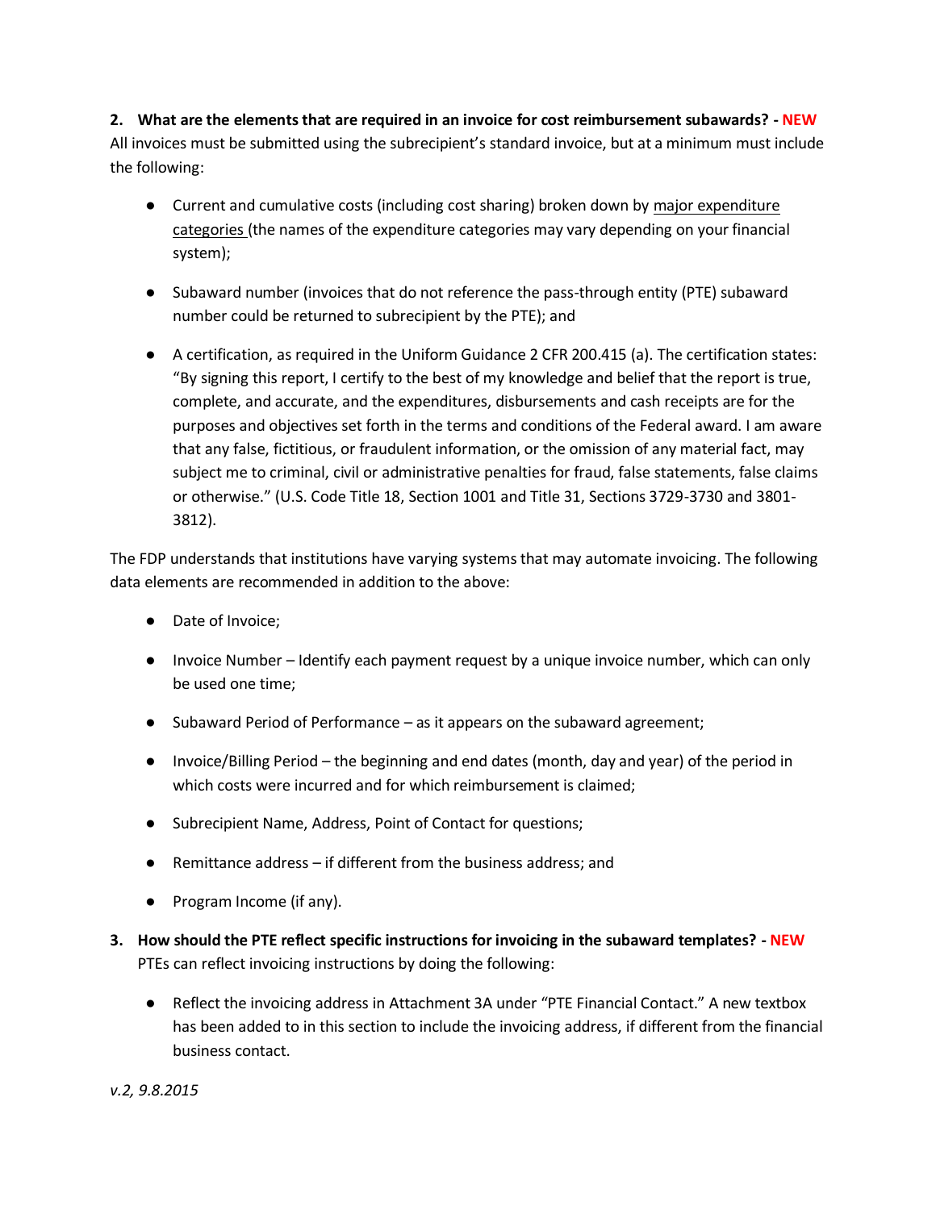**2. What are the elements that are required in an invoice for cost reimbursement subawards? - NEW**

All invoices must be submitted using the subrecipient's standard invoice, but at a minimum must include the following:

- Current and cumulative costs (including cost sharing) broken down by major expenditure categories (the names of the expenditure categories may vary depending on your financial system);
- Subaward number (invoices that do not reference the pass-through entity (PTE) subaward number could be returned to subrecipient by the PTE); and
- A certification, as required in the Uniform Guidance 2 CFR 200.415 (a). The certification states: "By signing this report, I certify to the best of my knowledge and belief that the report is true, complete, and accurate, and the expenditures, disbursements and cash receipts are for the purposes and objectives set forth in the terms and conditions of the Federal award. I am aware that any false, fictitious, or fraudulent information, or the omission of any material fact, may subject me to criminal, civil or administrative penalties for fraud, false statements, false claims or otherwise." (U.S. Code Title 18, Section 1001 and Title 31, Sections 3729-3730 and 3801-3812).

The FDP understands that institutions have varying systems that may automate invoicing. The following data elements are recommended in addition to the above:

- Date of Invoice;
- Invoice Number – Identify each payment request by a unique invoice number, which can only be used one time;
- Subaward Period of Performance – as it appears on the subaward agreement;
- Invoice/Billing Period – the beginning and end dates (month, day and year) of the period in which costs were incurred and for which reimbursement is claimed;
- Subrecipient Name, Address, Point of Contact for questions;
- Remittance address – if different from the business address; and
- Program Income (if any).

**3. How should the PTE reflect specific instructions for invoicing in the subaward templates? - NEW**

PTEs can reflect invoicing instructions by doing the following:

- Reflect the invoicing address in Attachment 3A under "PTE Financial Contact." A new textbox has been added to in this section to include the invoicing address, if different from the financial business contact.

*v.2, 9.8.2015*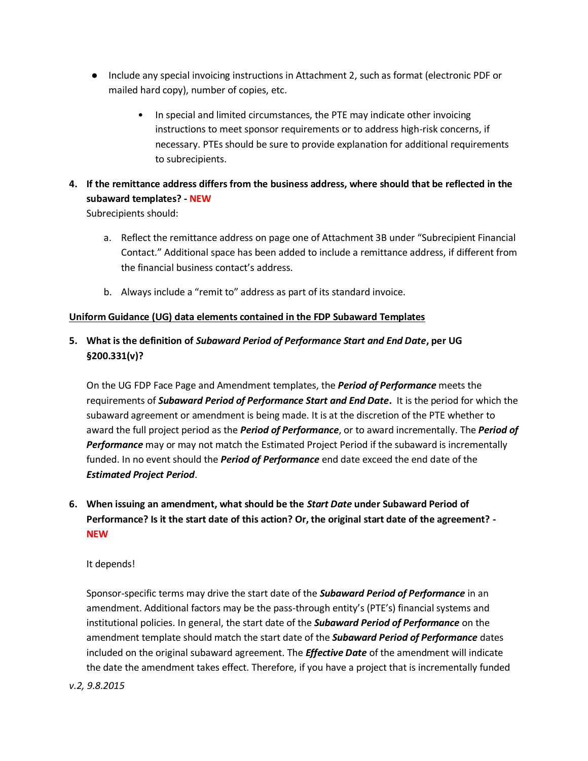- Include any special invoicing instructions in Attachment 2, such as format (electronic PDF or mailed hard copy), number of copies, etc.

    - In special and limited circumstances, the PTE may indicate other invoicing instructions to meet sponsor requirements or to address high-risk concerns, if necessary. PTEs should be sure to provide explanation for additional requirements to subrecipients.

4. **If the remittance address differs from the business address, where should that be reflected in the subaward templates? - NEW**

   Subrecipients should:

   a. Reflect the remittance address on page one of Attachment 3B under "Subrecipient Financial Contact." Additional space has been added to include a remittance address, if different from the financial business contact's address.

   b. Always include a "remit to" address as part of its standard invoice.

**Uniform Guidance (UG) data elements contained in the FDP Subaward Templates**

5. **What is the definition of *Subaward Period of Performance Start and End Date*, per UG §200.331(v)?**

   On the UG FDP Face Page and Amendment templates, the ***Period of Performance*** meets the requirements of ***Subaward Period of Performance Start and End Date***. It is the period for which the subaward agreement or amendment is being made. It is at the discretion of the PTE whether to award the full project period as the ***Period of Performance***, or to award incrementally. The ***Period of Performance*** may or may not match the Estimated Project Period if the subaward is incrementally funded. In no event should the ***Period of Performance*** end date exceed the end date of the ***Estimated Project Period***.

6. **When issuing an amendment, what should be the *Start Date* under Subaward Period of Performance? Is it the start date of this action? Or, the original start date of the agreement? - NEW**

   It depends!

   Sponsor-specific terms may drive the start date of the ***Subaward Period of Performance*** in an amendment. Additional factors may be the pass-through entity's (PTE's) financial systems and institutional policies. In general, the start date of the ***Subaward Period of Performance*** on the amendment template should match the start date of the ***Subaward Period of Performance*** dates included on the original subaward agreement. The ***Effective Date*** of the amendment will indicate the date the amendment takes effect. Therefore, if you have a project that is incrementally funded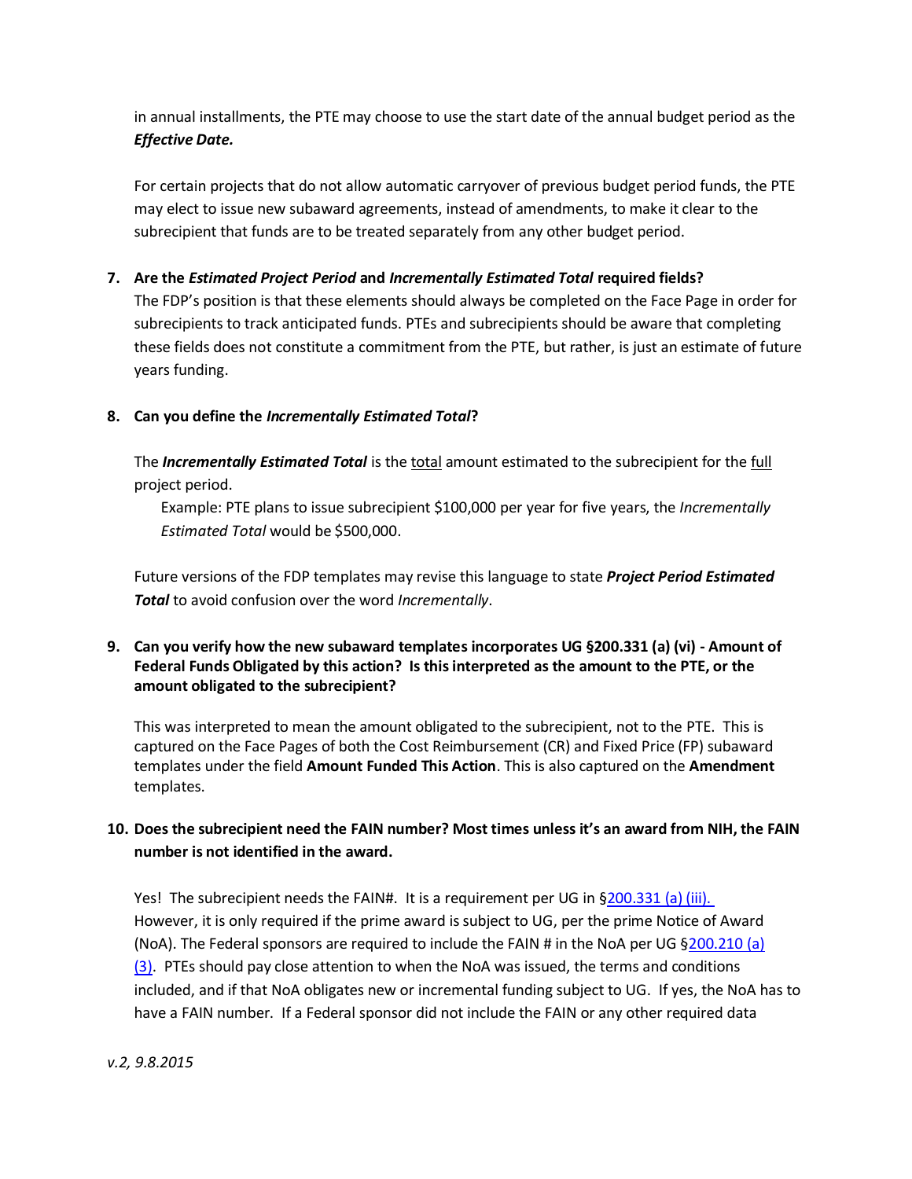in annual installments, the PTE may choose to use the start date of the annual budget period as the ***Effective Date.***

For certain projects that do not allow automatic carryover of previous budget period funds, the PTE may elect to issue new subaward agreements, instead of amendments, to make it clear to the subrecipient that funds are to be treated separately from any other budget period.

7. **Are the *Estimated Project Period* and *Incrementally Estimated Total* required fields?**
   The FDP's position is that these elements should always be completed on the Face Page in order for subrecipients to track anticipated funds. PTEs and subrecipients should be aware that completing these fields does not constitute a commitment from the PTE, but rather, is just an estimate of future years funding.

8. **Can you define the *Incrementally Estimated Total*?**

   The ***Incrementally Estimated Total*** is the total amount estimated to the subrecipient for the full project period.

   Example: PTE plans to issue subrecipient $100,000 per year for five years, the *Incrementally Estimated Total* would be $500,000.

   Future versions of the FDP templates may revise this language to state ***Project Period Estimated Total*** to avoid confusion over the word *Incrementally*.

9. **Can you verify how the new subaward templates incorporates UG §200.331 (a) (vi) - Amount of Federal Funds Obligated by this action? Is this interpreted as the amount to the PTE, or the amount obligated to the subrecipient?**

   This was interpreted to mean the amount obligated to the subrecipient, not to the PTE. This is captured on the Face Pages of both the Cost Reimbursement (CR) and Fixed Price (FP) subaward templates under the field **Amount Funded This Action**. This is also captured on the **Amendment** templates.

10. **Does the subrecipient need the FAIN number? Most times unless it's an award from NIH, the FAIN number is not identified in the award.**

    Yes! The subrecipient needs the FAIN#. It is a requirement per UG in §200.331 (a) (iii). However, it is only required if the prime award is subject to UG, per the prime Notice of Award (NoA). The Federal sponsors are required to include the FAIN # in the NoA per UG §200.210 (a) (3). PTEs should pay close attention to when the NoA was issued, the terms and conditions included, and if that NoA obligates new or incremental funding subject to UG. If yes, the NoA has to have a FAIN number. If a Federal sponsor did not include the FAIN or any other required data

*v.2, 9.8.2015*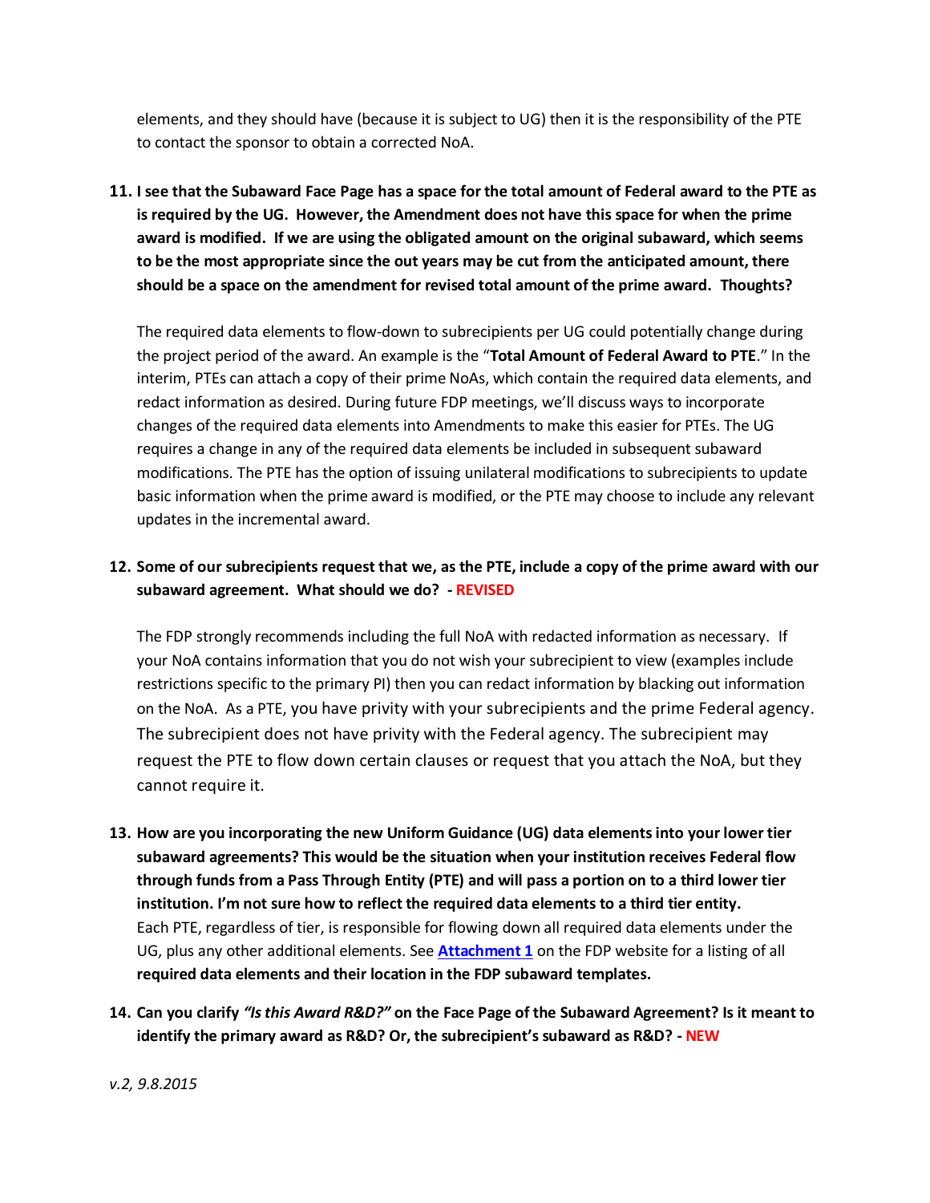elements, and they should have (because it is subject to UG) then it is the responsibility of the PTE to contact the sponsor to obtain a corrected NoA.

11. **I see that the Subaward Face Page has a space for the total amount of Federal award to the PTE as is required by the UG. However, the Amendment does not have this space for when the prime award is modified. If we are using the obligated amount on the original subaward, which seems to be the most appropriate since the out years may be cut from the anticipated amount, there should be a space on the amendment for revised total amount of the prime award. Thoughts?**

    The required data elements to flow-down to subrecipients per UG could potentially change during the project period of the award. An example is the "**Total Amount of Federal Award to PTE**." In the interim, PTEs can attach a copy of their prime NoAs, which contain the required data elements, and redact information as desired. During future FDP meetings, we'll discuss ways to incorporate changes of the required data elements into Amendments to make this easier for PTEs. The UG requires a change in any of the required data elements be included in subsequent subaward modifications. The PTE has the option of issuing unilateral modifications to subrecipients to update basic information when the prime award is modified, or the PTE may choose to include any relevant updates in the incremental award.

12. **Some of our subrecipients request that we, as the PTE, include a copy of the prime award with our subaward agreement. What should we do? - REVISED**

    The FDP strongly recommends including the full NoA with redacted information as necessary. If your NoA contains information that you do not wish your subrecipient to view (examples include restrictions specific to the primary PI) then you can redact information by blacking out information on the NoA. As a PTE, you have privity with your subrecipients and the prime Federal agency. The subrecipient does not have privity with the Federal agency. The subrecipient may request the PTE to flow down certain clauses or request that you attach the NoA, but they cannot require it.

13. **How are you incorporating the new Uniform Guidance (UG) data elements into your lower tier subaward agreements? This would be the situation when your institution receives Federal flow through funds from a Pass Through Entity (PTE) and will pass a portion on to a third lower tier institution. I'm not sure how to reflect the required data elements to a third tier entity.**
    Each PTE, regardless of tier, is responsible for flowing down all required data elements under the UG, plus any other additional elements. See **Attachment 1** on the FDP website for a listing of all **required data elements and their location in the FDP subaward templates.**

14. **Can you clarify *"Is this Award R&D?"* on the Face Page of the Subaward Agreement? Is it meant to identify the primary award as R&D? Or, the subrecipient's subaward as R&D? - NEW**

*v.2, 9.8.2015*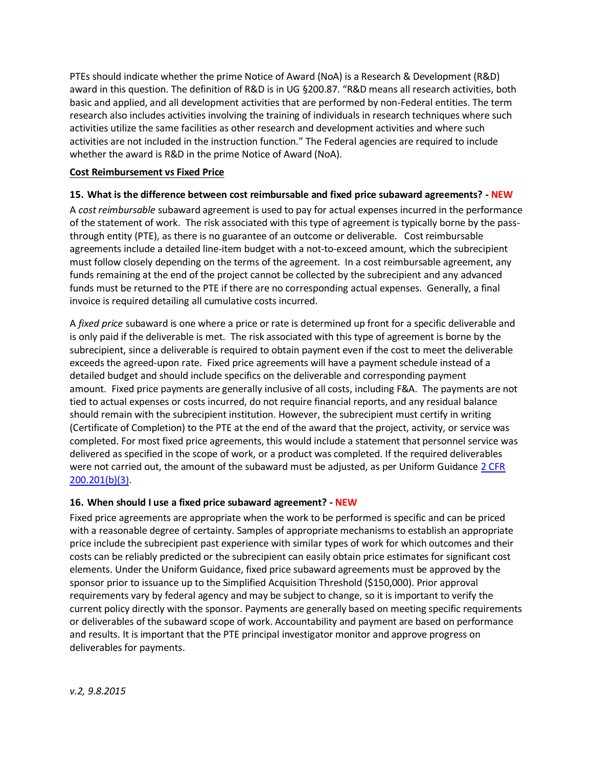PTEs should indicate whether the prime Notice of Award (NoA) is a Research & Development (R&D) award in this question. The definition of R&D is in UG §200.87. "R&D means all research activities, both basic and applied, and all development activities that are performed by non-Federal entities. The term research also includes activities involving the training of individuals in research techniques where such activities utilize the same facilities as other research and development activities and where such activities are not included in the instruction function." The Federal agencies are required to include whether the award is R&D in the prime Notice of Award (NoA).

**Cost Reimbursement vs Fixed Price**

### 15. What is the difference between cost reimbursable and fixed price subaward agreements? - NEW

A *cost reimbursable* subaward agreement is used to pay for actual expenses incurred in the performance of the statement of work. The risk associated with this type of agreement is typically borne by the pass-through entity (PTE), as there is no guarantee of an outcome or deliverable. Cost reimbursable agreements include a detailed line-item budget with a not-to-exceed amount, which the subrecipient must follow closely depending on the terms of the agreement. In a cost reimbursable agreement, any funds remaining at the end of the project cannot be collected by the subrecipient and any advanced funds must be returned to the PTE if there are no corresponding actual expenses. Generally, a final invoice is required detailing all cumulative costs incurred.

A *fixed price* subaward is one where a price or rate is determined up front for a specific deliverable and is only paid if the deliverable is met. The risk associated with this type of agreement is borne by the subrecipient, since a deliverable is required to obtain payment even if the cost to meet the deliverable exceeds the agreed-upon rate. Fixed price agreements will have a payment schedule instead of a detailed budget and should include specifics on the deliverable and corresponding payment amount. Fixed price payments are generally inclusive of all costs, including F&A. The payments are not tied to actual expenses or costs incurred, do not require financial reports, and any residual balance should remain with the subrecipient institution. However, the subrecipient must certify in writing (Certificate of Completion) to the PTE at the end of the award that the project, activity, or service was completed. For most fixed price agreements, this would include a statement that personnel service was delivered as specified in the scope of work, or a product was completed. If the required deliverables were not carried out, the amount of the subaward must be adjusted, as per Uniform Guidance 2 CFR 200.201(b)(3).

### 16. When should I use a fixed price subaward agreement? - NEW

Fixed price agreements are appropriate when the work to be performed is specific and can be priced with a reasonable degree of certainty. Samples of appropriate mechanisms to establish an appropriate price include the subrecipient past experience with similar types of work for which outcomes and their costs can be reliably predicted or the subrecipient can easily obtain price estimates for significant cost elements. Under the Uniform Guidance, fixed price subaward agreements must be approved by the sponsor prior to issuance up to the Simplified Acquisition Threshold ($150,000). Prior approval requirements vary by federal agency and may be subject to change, so it is important to verify the current policy directly with the sponsor. Payments are generally based on meeting specific requirements or deliverables of the subaward scope of work. Accountability and payment are based on performance and results. It is important that the PTE principal investigator monitor and approve progress on deliverables for payments.

*v.2, 9.8.2015*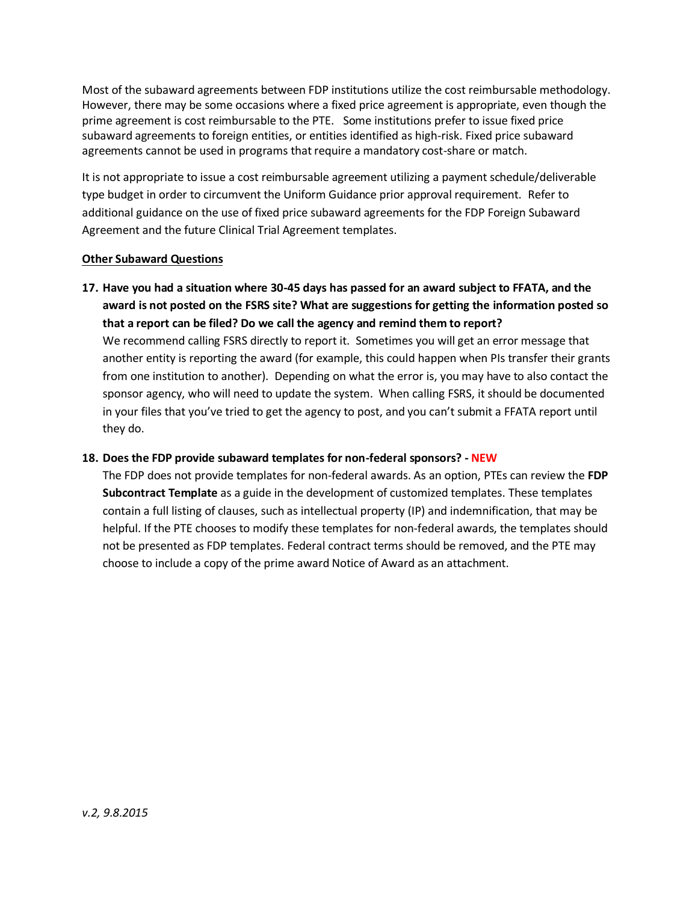Most of the subaward agreements between FDP institutions utilize the cost reimbursable methodology. However, there may be some occasions where a fixed price agreement is appropriate, even though the prime agreement is cost reimbursable to the PTE. Some institutions prefer to issue fixed price subaward agreements to foreign entities, or entities identified as high-risk. Fixed price subaward agreements cannot be used in programs that require a mandatory cost-share or match.

It is not appropriate to issue a cost reimbursable agreement utilizing a payment schedule/deliverable type budget in order to circumvent the Uniform Guidance prior approval requirement. Refer to additional guidance on the use of fixed price subaward agreements for the FDP Foreign Subaward Agreement and the future Clinical Trial Agreement templates.

**Other Subaward Questions**

17. **Have you had a situation where 30-45 days has passed for an award subject to FFATA, and the award is not posted on the FSRS site? What are suggestions for getting the information posted so that a report can be filed? Do we call the agency and remind them to report?**
    We recommend calling FSRS directly to report it. Sometimes you will get an error message that another entity is reporting the award (for example, this could happen when PIs transfer their grants from one institution to another). Depending on what the error is, you may have to also contact the sponsor agency, who will need to update the system. When calling FSRS, it should be documented in your files that you've tried to get the agency to post, and you can't submit a FFATA report until they do.

18. **Does the FDP provide subaward templates for non-federal sponsors? - NEW**
    The FDP does not provide templates for non-federal awards. As an option, PTEs can review the **FDP Subcontract Template** as a guide in the development of customized templates. These templates contain a full listing of clauses, such as intellectual property (IP) and indemnification, that may be helpful. If the PTE chooses to modify these templates for non-federal awards, the templates should not be presented as FDP templates. Federal contract terms should be removed, and the PTE may choose to include a copy of the prime award Notice of Award as an attachment.

*v.2, 9.8.2015*